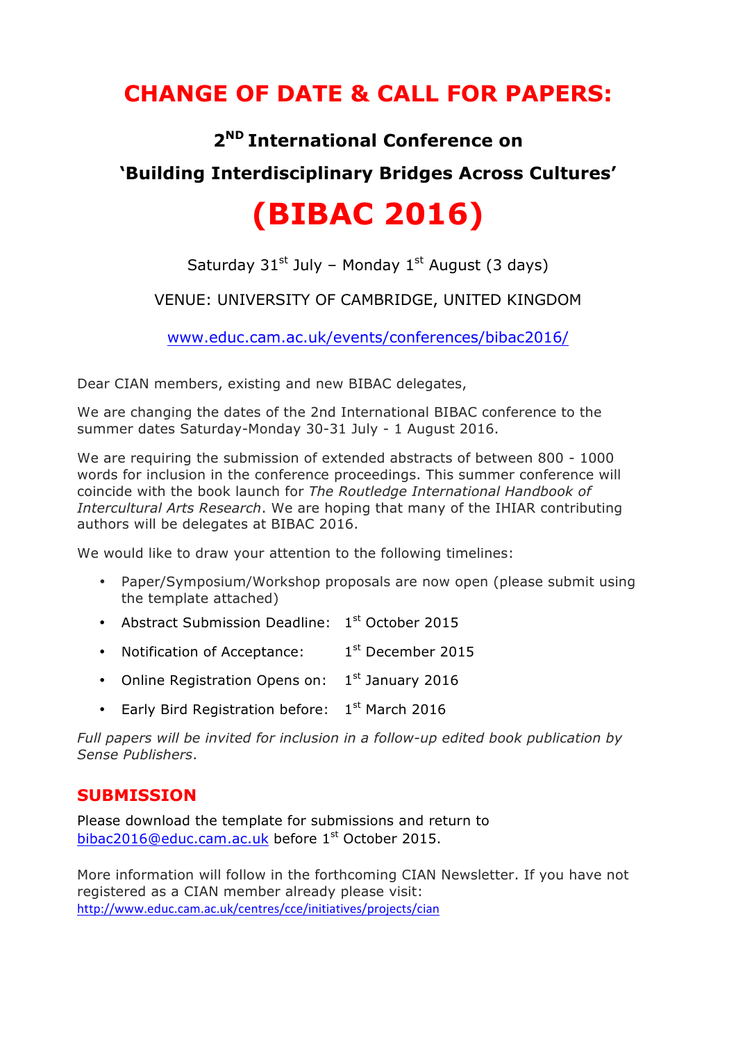# CHANGE OF DATE & CALL FOR PAPERS:

## 2ND International Conference on

## 'Building Interdisciplinary Bridges Across Cultures'

# (BIBAC 2016)

Saturday 31st July – Monday 1st August (3 days)

VENUE: UNIVERSITY OF CAMBRIDGE, UNITED KINGDOM

www.educ.cam.ac.uk/events/conferences/bibac2016/

Dear CIAN members, existing and new BIBAC delegates,

We are changing the dates of the 2nd International BIBAC conference to the summer dates Saturday-Monday 30-31 July - 1 August 2016.

We are requiring the submission of extended abstracts of between 800 - 1000 words for inclusion in the conference proceedings. This summer conference will coincide with the book launch for *The Routledge International Handbook of Intercultural Arts Research*. We are hoping that many of the IHIAR contributing authors will be delegates at BIBAC 2016.

We would like to draw your attention to the following timelines:

- Paper/Symposium/Workshop proposals are now open (please submit using the template attached)
- Abstract Submission Deadline: 1st October 2015
- Notification of Acceptance: 1st December 2015
- Online Registration Opens on: 1st January 2016
- Early Bird Registration before: 1st March 2016

*Full papers will be invited for inclusion in a follow-up edited book publication by Sense Publishers*.

## SUBMISSION

Please download the template for submissions and return to bibac2016@educ.cam.ac.uk before 1st October 2015.

More information will follow in the forthcoming CIAN Newsletter. If you have not registered as a CIAN member already please visit:
http://www.educ.cam.ac.uk/centres/cce/initiatives/projects/cian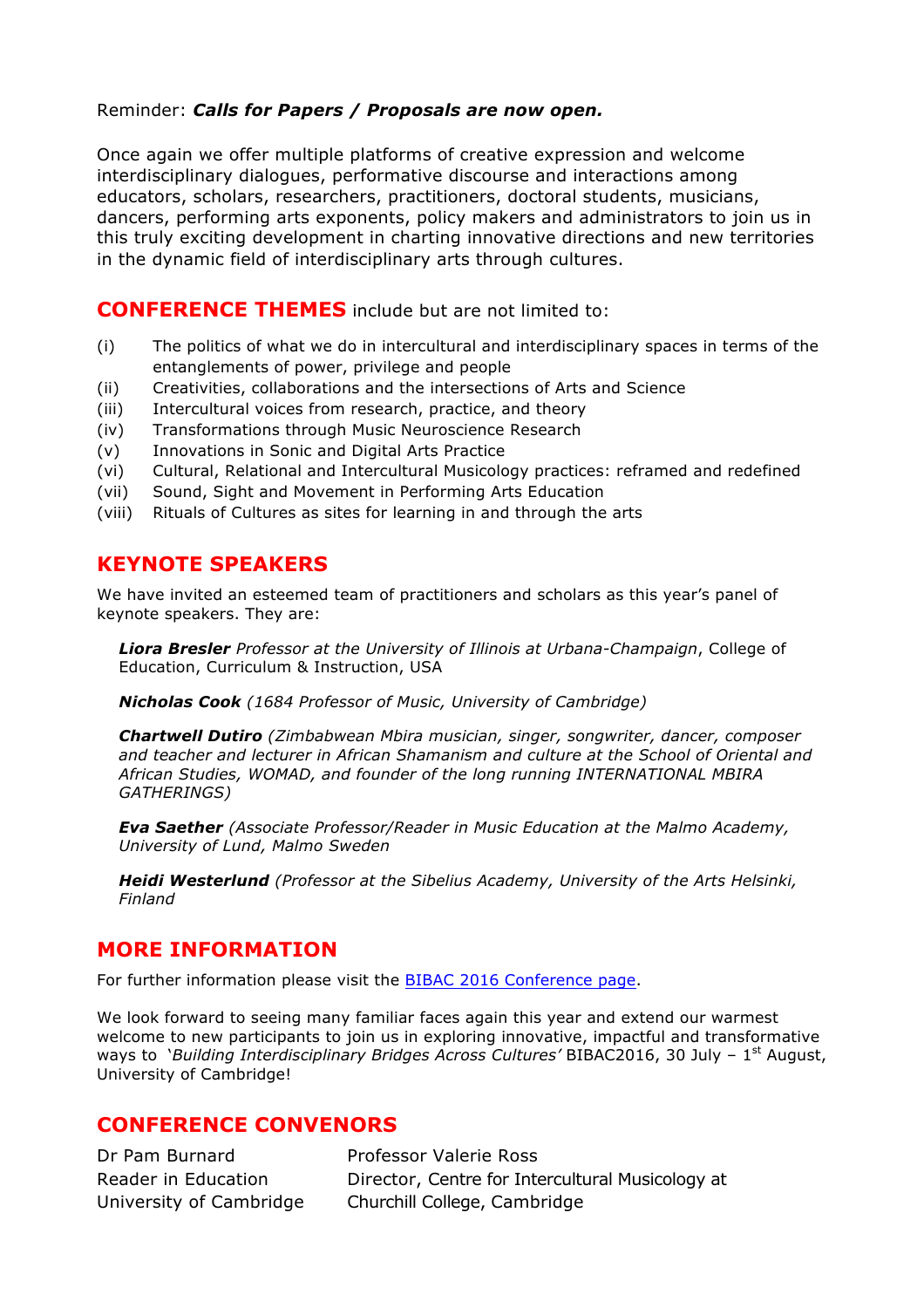Reminder: ***Calls for Papers / Proposals are now open.***

Once again we offer multiple platforms of creative expression and welcome interdisciplinary dialogues, performative discourse and interactions among educators, scholars, researchers, practitioners, doctoral students, musicians, dancers, performing arts exponents, policy makers and administrators to join us in this truly exciting development in charting innovative directions and new territories in the dynamic field of interdisciplinary arts through cultures.

## CONFERENCE THEMES include but are not limited to:

(i) The politics of what we do in intercultural and interdisciplinary spaces in terms of the entanglements of power, privilege and people
(ii) Creativities, collaborations and the intersections of Arts and Science
(iii) Intercultural voices from research, practice, and theory
(iv) Transformations through Music Neuroscience Research
(v) Innovations in Sonic and Digital Arts Practice
(vi) Cultural, Relational and Intercultural Musicology practices: reframed and redefined
(vii) Sound, Sight and Movement in Performing Arts Education
(viii) Rituals of Cultures as sites for learning in and through the arts

## KEYNOTE SPEAKERS

We have invited an esteemed team of practitioners and scholars as this year's panel of keynote speakers. They are:

***Liora Bresler*** *Professor at the University of Illinois at Urbana-Champaign*, College of Education, Curriculum & Instruction, USA

***Nicholas Cook*** *(1684 Professor of Music, University of Cambridge)*

***Chartwell Dutiro*** *(Zimbabwean Mbira musician, singer, songwriter, dancer, composer and teacher and lecturer in African Shamanism and culture at the School of Oriental and African Studies, WOMAD, and founder of the long running INTERNATIONAL MBIRA GATHERINGS)*

***Eva Saether*** *(Associate Professor/Reader in Music Education at the Malmo Academy, University of Lund, Malmo Sweden*

***Heidi Westerlund*** *(Professor at the Sibelius Academy, University of the Arts Helsinki, Finland*

## MORE INFORMATION

For further information please visit the BIBAC 2016 Conference page.

We look forward to seeing many familiar faces again this year and extend our warmest welcome to new participants to join us in exploring innovative, impactful and transformative ways to *'Building Interdisciplinary Bridges Across Cultures'* BIBAC2016, 30 July – 1st August, University of Cambridge!

## CONFERENCE CONVENORS

Dr Pam Burnard
Reader in Education
University of Cambridge

Professor Valerie Ross
Director, Centre for Intercultural Musicology at Churchill College, Cambridge